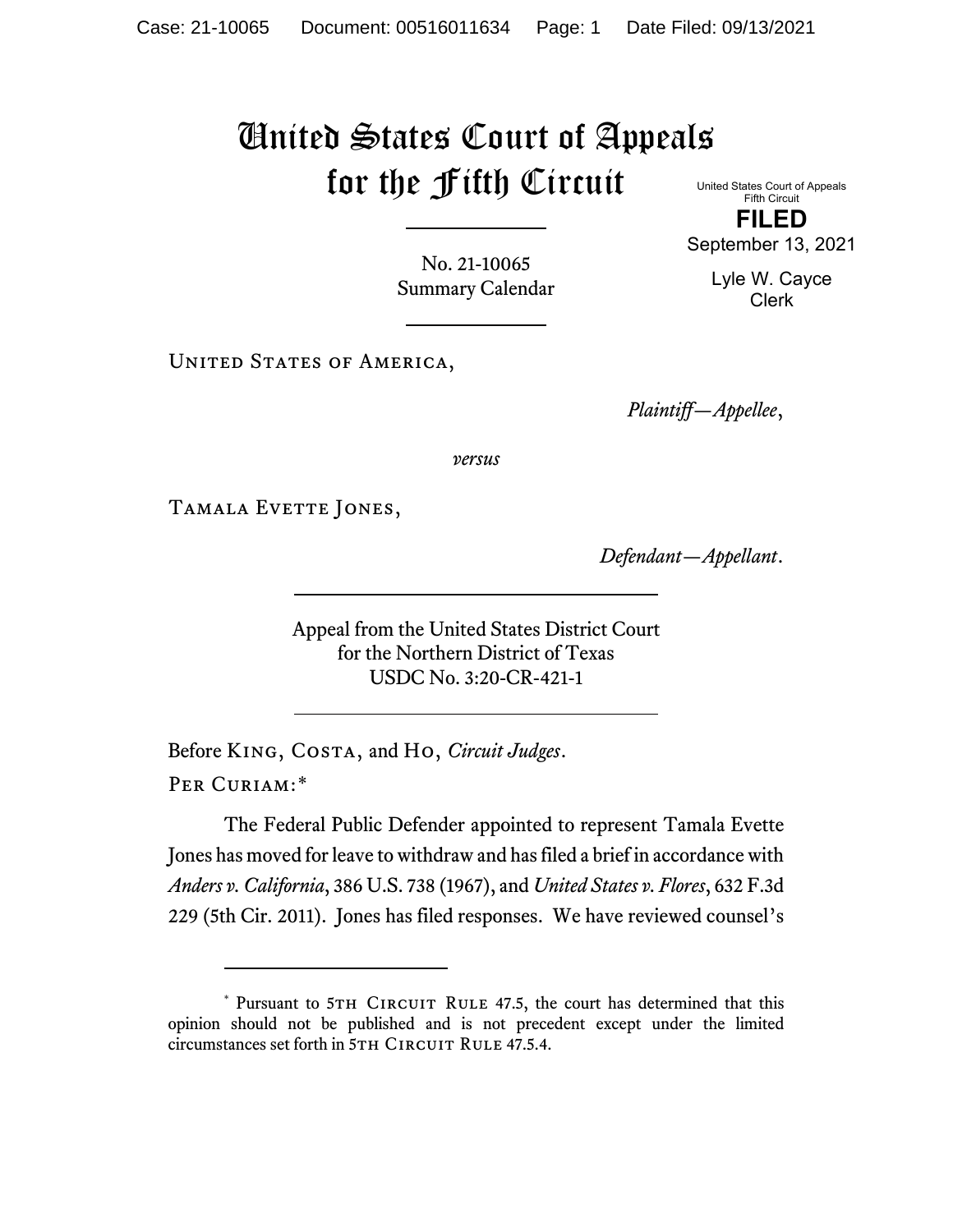# United States Court of Appeals for the Fifth Circuit

United States Court of Appeals
Fifth Circuit

**FILED**

September 13, 2021

Lyle W. Cayce
Clerk

No. 21-10065
Summary Calendar

UNITED STATES OF AMERICA,

*Plaintiff—Appellee*,

*versus*

TAMALA EVETTE JONES,

*Defendant—Appellant*.

Appeal from the United States District Court
for the Northern District of Texas
USDC No. 3:20-CR-421-1

Before KING, COSTA, and HO, *Circuit Judges*.

PER CURIAM:*

The Federal Public Defender appointed to represent Tamala Evette Jones has moved for leave to withdraw and has filed a brief in accordance with *Anders v. California*, 386 U.S. 738 (1967), and *United States v. Flores*, 632 F.3d 229 (5th Cir. 2011). Jones has filed responses. We have reviewed counsel's

---

* Pursuant to 5TH CIRCUIT RULE 47.5, the court has determined that this opinion should not be published and is not precedent except under the limited circumstances set forth in 5TH CIRCUIT RULE 47.5.4.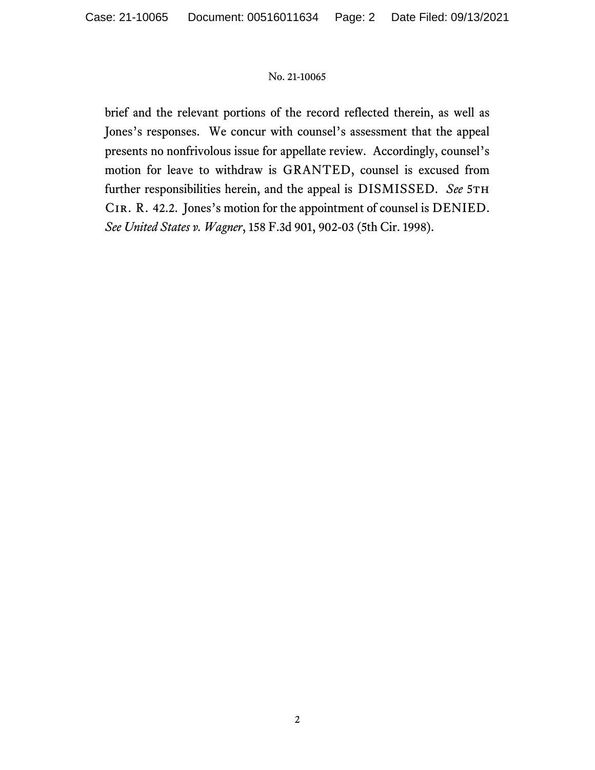brief and the relevant portions of the record reflected therein, as well as Jones's responses. We concur with counsel's assessment that the appeal presents no nonfrivolous issue for appellate review. Accordingly, counsel's motion for leave to withdraw is GRANTED, counsel is excused from further responsibilities herein, and the appeal is DISMISSED. *See* 5TH CIR. R. 42.2. Jones's motion for the appointment of counsel is DENIED. *See United States v. Wagner*, 158 F.3d 901, 902-03 (5th Cir. 1998).